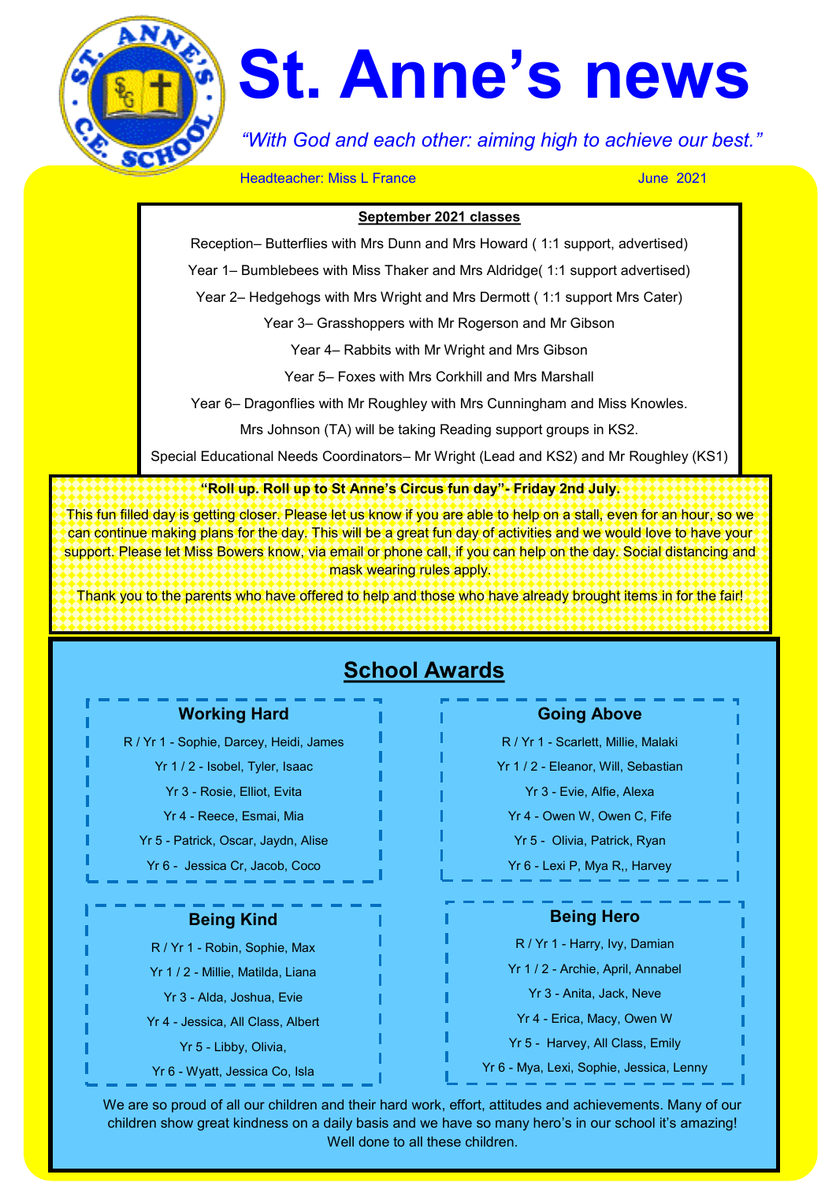# St. Anne's news

*"With God and each other: aiming high to achieve our best."*

Headteacher: Miss L France

June 2021

**September 2021 classes**

Reception– Butterflies with Mrs Dunn and Mrs Howard ( 1:1 support, advertised)

Year 1– Bumblebees with Miss Thaker and Mrs Aldridge( 1:1 support advertised)

Year 2– Hedgehogs with Mrs Wright and Mrs Dermott ( 1:1 support Mrs Cater)

Year 3– Grasshoppers with Mr Rogerson and Mr Gibson

Year 4– Rabbits with Mr Wright and Mrs Gibson

Year 5– Foxes with Mrs Corkhill and Mrs Marshall

Year 6– Dragonflies with Mr Roughley with Mrs Cunningham and Miss Knowles.

Mrs Johnson (TA) will be taking Reading support groups in KS2.

Special Educational Needs Coordinators– Mr Wright (Lead and KS2) and Mr Roughley (KS1)

**"Roll up. Roll up to St Anne's Circus fun day"- Friday 2nd July.**

This fun filled day is getting closer. Please let us know if you are able to help on a stall, even for an hour, so we can continue making plans for the day. This will be a great fun day of activities and we would love to have your support. Please let Miss Bowers know, via email or phone call, if you can help on the day. Social distancing and mask wearing rules apply.

Thank you to the parents who have offered to help and those who have already brought items in for the fair!

## School Awards

### Working Hard

R / Yr 1 - Sophie, Darcey, Heidi, James

Yr 1 / 2 - Isobel, Tyler, Isaac

Yr 3 - Rosie, Elliot, Evita

Yr 4 - Reece, Esmai, Mia

Yr 5 - Patrick, Oscar, Jaydn, Alise

Yr 6 - Jessica Cr, Jacob, Coco

### Going Above

R / Yr 1 - Scarlett, Millie, Malaki

Yr 1 / 2 - Eleanor, Will, Sebastian

Yr 3 - Evie, Alfie, Alexa

Yr 4 - Owen W, Owen C, Fife

Yr 5 - Olivia, Patrick, Ryan

Yr 6 - Lexi P, Mya R,, Harvey

### Being Kind

R / Yr 1 - Robin, Sophie, Max

Yr 1 / 2 - Millie, Matilda, Liana

Yr 3 - Alda, Joshua, Evie

Yr 4 - Jessica, All Class, Albert

Yr 5 - Libby, Olivia,

Yr 6 - Wyatt, Jessica Co, Isla

### Being Hero

R / Yr 1 - Harry, Ivy, Damian

Yr 1 / 2 - Archie, April, Annabel

Yr 3 - Anita, Jack, Neve

Yr 4 - Erica, Macy, Owen W

Yr 5 - Harvey, All Class, Emily

Yr 6 - Mya, Lexi, Sophie, Jessica, Lenny

We are so proud of all our children and their hard work, effort, attitudes and achievements. Many of our children show great kindness on a daily basis and we have so many hero's in our school it's amazing! Well done to all these children.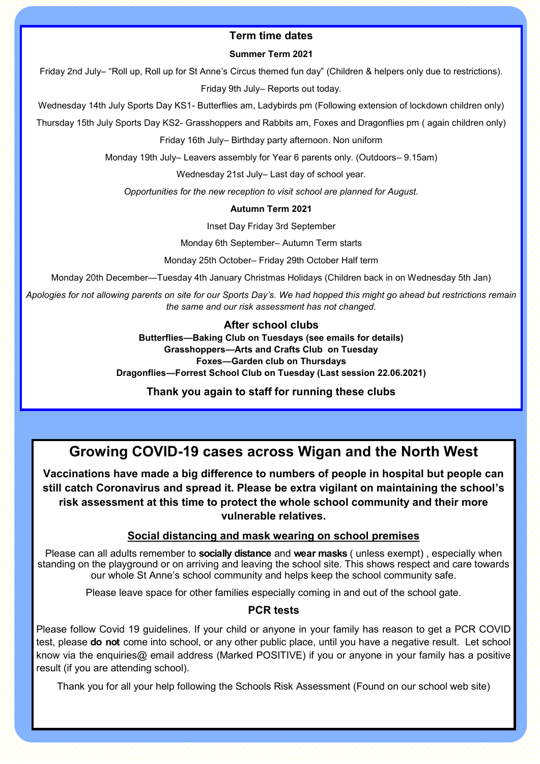## Term time dates

**Summer Term 2021**

Friday 2nd July– "Roll up, Roll up for St Anne's Circus themed fun day" (Children & helpers only due to restrictions).

Friday 9th July– Reports out today.

Wednesday 14th July Sports Day KS1- Butterflies am, Ladybirds pm (Following extension of lockdown children only)

Thursday 15th July Sports Day KS2- Grasshoppers and Rabbits am, Foxes and Dragonflies pm ( again children only)

Friday 16th July– Birthday party afternoon. Non uniform

Monday 19th July– Leavers assembly for Year 6 parents only. (Outdoors– 9.15am)

Wednesday 21st July– Last day of school year.

*Opportunities for the new reception to visit school are planned for August.*

**Autumn Term 2021**

Inset Day Friday 3rd September

Monday 6th September– Autumn Term starts

Monday 25th October– Friday 29th October Half term

Monday 20th December—Tuesday 4th January Christmas Holidays (Children back in on Wednesday 5th Jan)

*Apologies for not allowing parents on site for our Sports Day's. We had hopped this might go ahead but restrictions remain the same and our risk assessment has not changed.*

### After school clubs

**Butterflies—Baking Club on Tuesdays (see emails for details)**
**Grasshoppers—Arts and Crafts Club on Tuesday**
**Foxes—Garden club on Thursdays**
**Dragonflies—Forrest School Club on Tuesday (Last session 22.06.2021)**

**Thank you again to staff for running these clubs**

## Growing COVID-19 cases across Wigan and the North West

**Vaccinations have made a big difference to numbers of people in hospital but people can still catch Coronavirus and spread it. Please be extra vigilant on maintaining the school's risk assessment at this time to protect the whole school community and their more vulnerable relatives.**

### Social distancing and mask wearing on school premises

Please can all adults remember to **socially distance** and **wear masks** ( unless exempt) , especially when standing on the playground or on arriving and leaving the school site. This shows respect and care towards our whole St Anne's school community and helps keep the school community safe.

Please leave space for other families especially coming in and out of the school gate.

### PCR tests

Please follow Covid 19 guidelines. If your child or anyone in your family has reason to get a PCR COVID test, please **do not** come into school, or any other public place, until you have a negative result. Let school know via the enquiries@ email address (Marked POSITIVE) if you or anyone in your family has a positive result (if you are attending school).

Thank you for all your help following the Schools Risk Assessment (Found on our school web site)